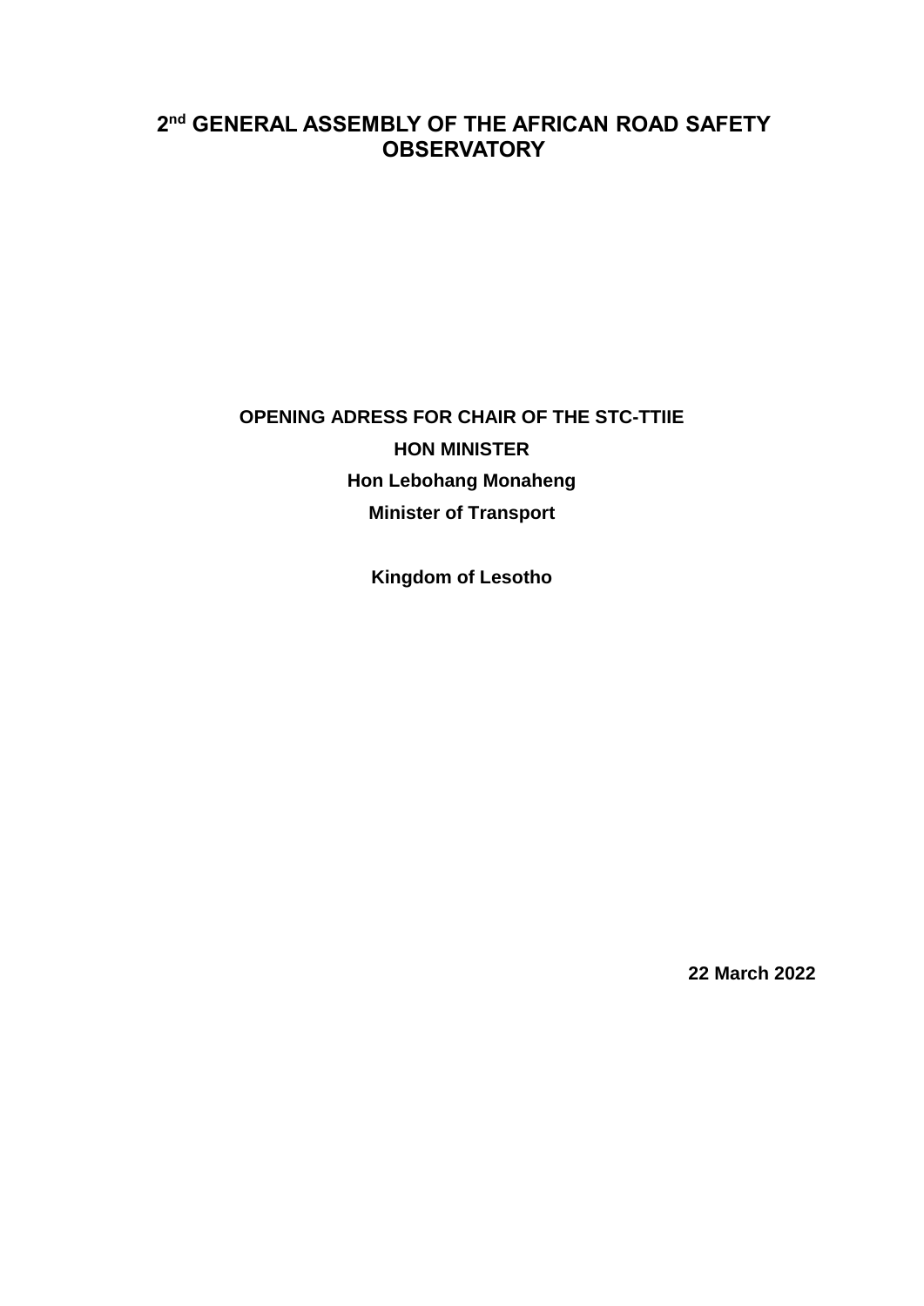# 2nd GENERAL ASSEMBLY OF THE AFRICAN ROAD SAFETY OBSERVATORY

**OPENING ADRESS FOR CHAIR OF THE STC-TTIIE**

**HON MINISTER**

**Hon Lebohang Monaheng**

**Minister of Transport**

**Kingdom of Lesotho**

**22 March 2022**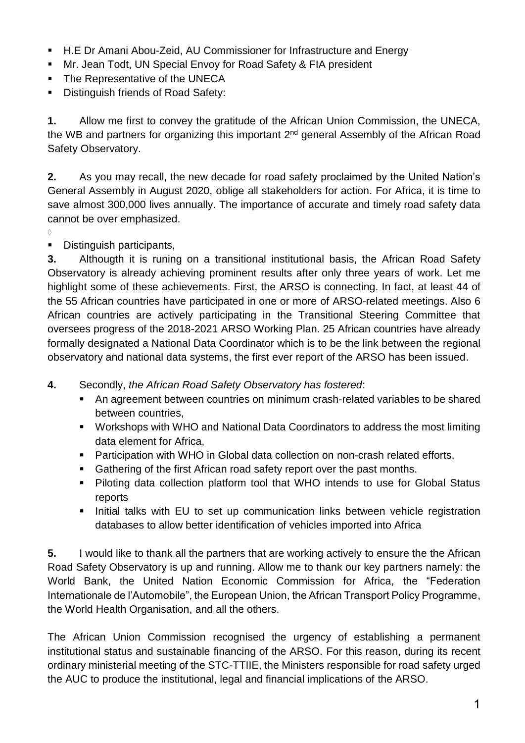- H.E Dr Amani Abou-Zeid, AU Commissioner for Infrastructure and Energy
- Mr. Jean Todt, UN Special Envoy for Road Safety & FIA president
- The Representative of the UNECA
- Distinguish friends of Road Safety:

**1.** Allow me first to convey the gratitude of the African Union Commission, the UNECA, the WB and partners for organizing this important 2[nd] general Assembly of the African Road Safety Observatory.

**2.** As you may recall, the new decade for road safety proclaimed by the United Nation's General Assembly in August 2020, oblige all stakeholders for action. For Africa, it is time to save almost 300,000 lives annually. The importance of accurate and timely road safety data cannot be over emphasized.

◊

- Distinguish participants,

**3.** Althougth it is runing on a transitional institutional basis, the African Road Safety Observatory is already achieving prominent results after only three years of work. Let me highlight some of these achievements. First, the ARSO is connecting. In fact, at least 44 of the 55 African countries have participated in one or more of ARSO-related meetings. Also 6 African countries are actively participating in the Transitional Steering Committee that oversees progress of the 2018-2021 ARSO Working Plan. 25 African countries have already formally designated a National Data Coordinator which is to be the link between the regional observatory and national data systems, the first ever report of the ARSO has been issued.

**4.** Secondly, *the African Road Safety Observatory has fostered*:

- An agreement between countries on minimum crash-related variables to be shared between countries,
- Workshops with WHO and National Data Coordinators to address the most limiting data element for Africa,
- Participation with WHO in Global data collection on non-crash related efforts,
- Gathering of the first African road safety report over the past months.
- Piloting data collection platform tool that WHO intends to use for Global Status reports
- Initial talks with EU to set up communication links between vehicle registration databases to allow better identification of vehicles imported into Africa

**5.** I would like to thank all the partners that are working actively to ensure the the African Road Safety Observatory is up and running. Allow me to thank our key partners namely: the World Bank, the United Nation Economic Commission for Africa, the "Federation Internationale de l'Automobile", the European Union, the African Transport Policy Programme, the World Health Organisation, and all the others.

The African Union Commission recognised the urgency of establishing a permanent institutional status and sustainable financing of the ARSO. For this reason, during its recent ordinary ministerial meeting of the STC-TTIIE, the Ministers responsible for road safety urged the AUC to produce the institutional, legal and financial implications of the ARSO.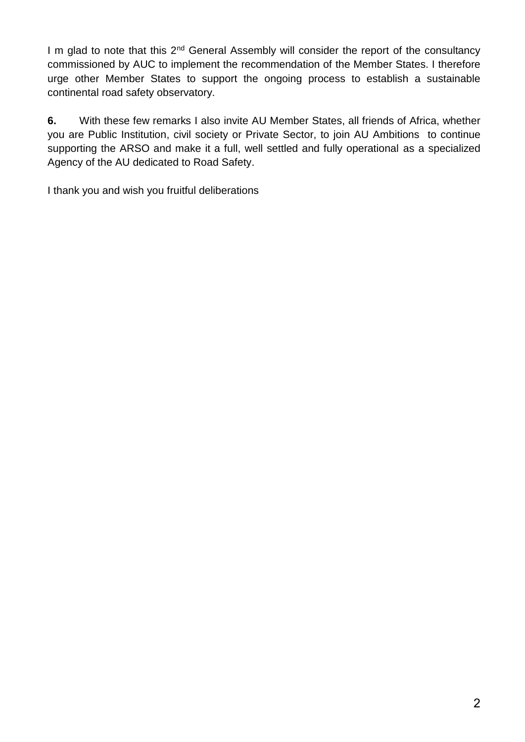I m glad to note that this 2nd General Assembly will consider the report of the consultancy commissioned by AUC to implement the recommendation of the Member States. I therefore urge other Member States to support the ongoing process to establish a sustainable continental road safety observatory.

**6.** With these few remarks I also invite AU Member States, all friends of Africa, whether you are Public Institution, civil society or Private Sector, to join AU Ambitions to continue supporting the ARSO and make it a full, well settled and fully operational as a specialized Agency of the AU dedicated to Road Safety.

I thank you and wish you fruitful deliberations